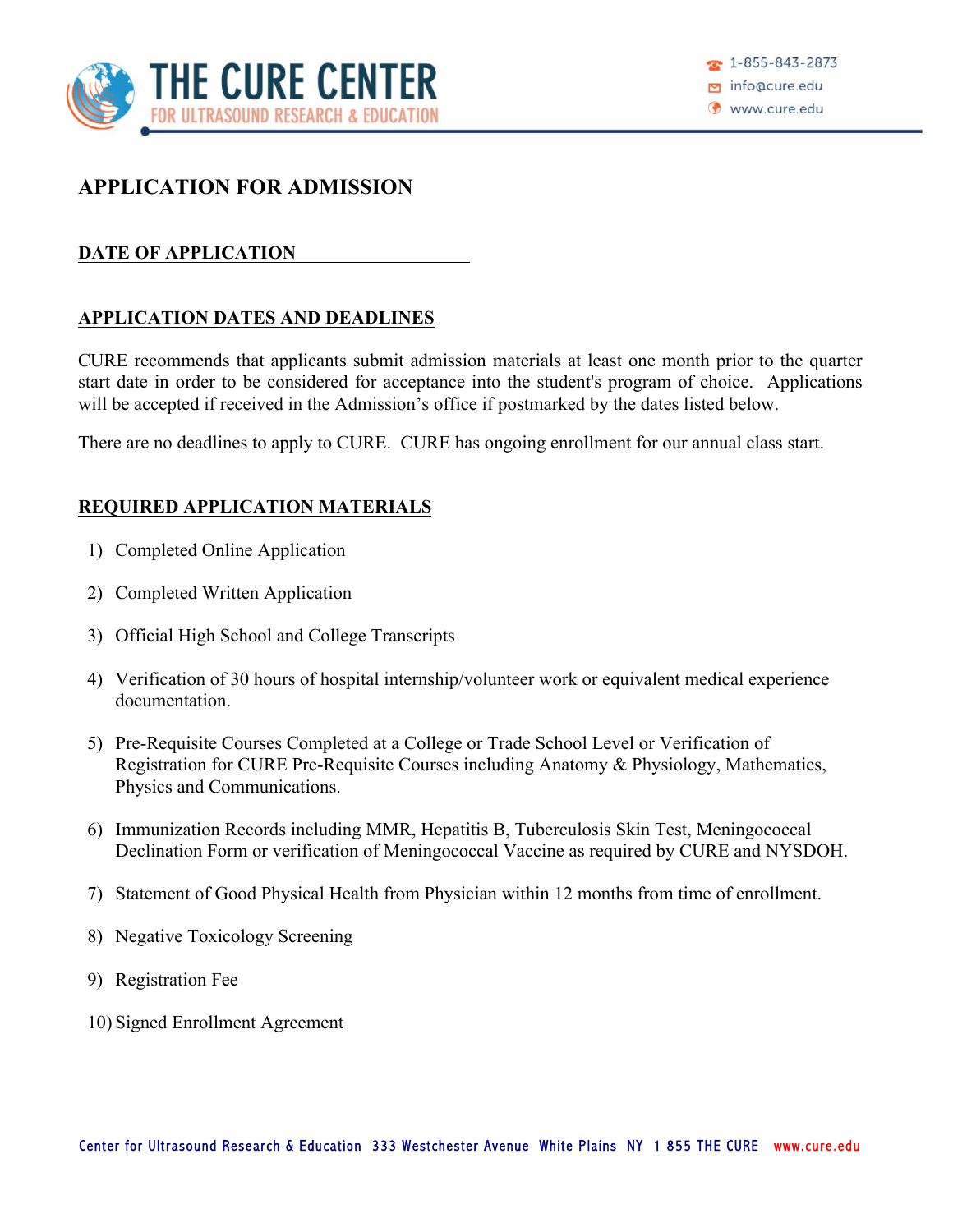# APPLICATION FOR ADMISSION

**DATE OF APPLICATION** \_\_\_\_\_\_\_\_\_\_\_\_\_\_\_\_\_\_\_\_

## APPLICATION DATES AND DEADLINES

CURE recommends that applicants submit admission materials at least one month prior to the quarter start date in order to be considered for acceptance into the student's program of choice. Applications will be accepted if received in the Admission's office if postmarked by the dates listed below.

There are no deadlines to apply to CURE. CURE has ongoing enrollment for our annual class start.

## REQUIRED APPLICATION MATERIALS

1) Completed Online Application
2) Completed Written Application
3) Official High School and College Transcripts
4) Verification of 30 hours of hospital internship/volunteer work or equivalent medical experience documentation.
5) Pre-Requisite Courses Completed at a College or Trade School Level or Verification of Registration for CURE Pre-Requisite Courses including Anatomy & Physiology, Mathematics, Physics and Communications.
6) Immunization Records including MMR, Hepatitis B, Tuberculosis Skin Test, Meningococcal Declination Form or verification of Meningococcal Vaccine as required by CURE and NYSDOH.
7) Statement of Good Physical Health from Physician within 12 months from time of enrollment.
8) Negative Toxicology Screening
9) Registration Fee
10) Signed Enrollment Agreement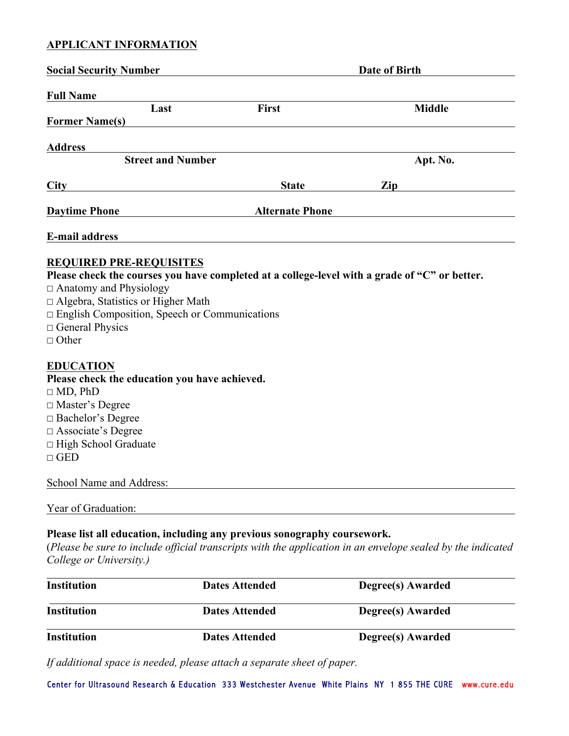## APPLICANT INFORMATION

**Social Security Number** ______________________ **Date of Birth** ______________________

**Full Name** ______________________________________________
**Last** **First** **Middle**

**Former Name(s)** ______________________________________________

**Address** ______________________________________________
**Street and Number** **Apt. No.**

**City** ______________________ **State** ________ **Zip** ______________________

**Daytime Phone** ______________________ **Alternate Phone** ______________________

**E-mail address** ______________________________________________

## REQUIRED PRE-REQUISITES

**Please check the courses you have completed at a college-level with a grade of "C" or better.**

□ Anatomy and Physiology
□ Algebra, Statistics or Higher Math
□ English Composition, Speech or Communications
□ General Physics
□ Other

## EDUCATION

**Please check the education you have achieved.**

□ MD, PhD
□ Master's Degree
□ Bachelor's Degree
□ Associate's Degree
□ High School Graduate
□ GED

School Name and Address: ______________________________________________

Year of Graduation: ______________________________________________

**Please list all education, including any previous sonography coursework.**
(*Please be sure to include official transcripts with the application in an envelope sealed by the indicated College or University.)*

| Institution | Dates Attended | Degree(s) Awarded |
| --- | --- | --- |
| **Institution** | **Dates Attended** | **Degree(s) Awarded** |
| **Institution** | **Dates Attended** | **Degree(s) Awarded** |

*If additional space is needed, please attach a separate sheet of paper.*

Center for Ultrasound Research & Education 333 Westchester Avenue White Plains NY 1 855 THE CURE www.cure.edu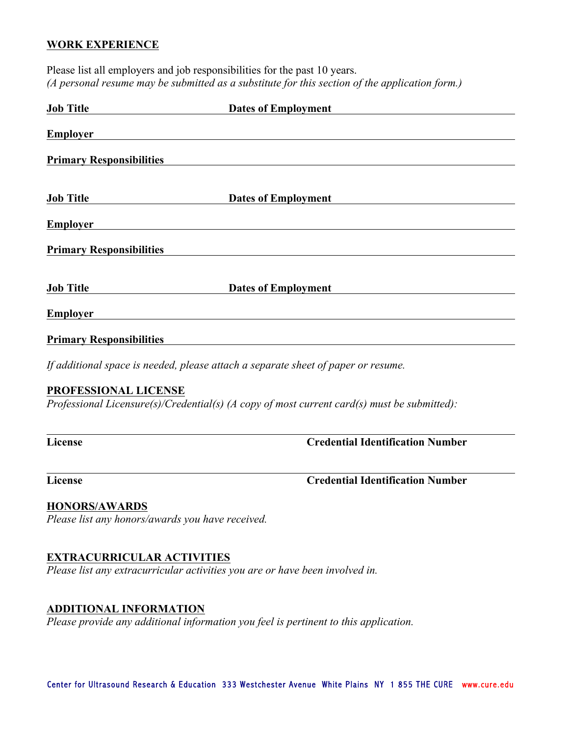## WORK EXPERIENCE

Please list all employers and job responsibilities for the past 10 years.
*(A personal resume may be submitted as a substitute for this section of the application form.)*

**Job Title** \_\_\_\_\_\_\_\_\_\_\_\_\_\_\_\_\_\_\_\_ **Dates of Employment** \_\_\_\_\_\_\_\_\_\_\_\_\_\_\_\_\_\_\_\_

**Employer** \_\_\_\_\_\_\_\_\_\_\_\_\_\_\_\_\_\_\_\_\_\_\_\_\_\_\_\_\_\_\_\_\_\_\_\_\_\_\_\_

**Primary Responsibilities** \_\_\_\_\_\_\_\_\_\_\_\_\_\_\_\_\_\_\_\_\_\_\_\_\_\_\_\_\_\_\_\_\_\_\_\_\_\_\_\_

**Job Title** \_\_\_\_\_\_\_\_\_\_\_\_\_\_\_\_\_\_\_\_ **Dates of Employment** \_\_\_\_\_\_\_\_\_\_\_\_\_\_\_\_\_\_\_\_

**Employer** \_\_\_\_\_\_\_\_\_\_\_\_\_\_\_\_\_\_\_\_\_\_\_\_\_\_\_\_\_\_\_\_\_\_\_\_\_\_\_\_

**Primary Responsibilities** \_\_\_\_\_\_\_\_\_\_\_\_\_\_\_\_\_\_\_\_\_\_\_\_\_\_\_\_\_\_\_\_\_\_\_\_\_\_\_\_

**Job Title** \_\_\_\_\_\_\_\_\_\_\_\_\_\_\_\_\_\_\_\_ **Dates of Employment** \_\_\_\_\_\_\_\_\_\_\_\_\_\_\_\_\_\_\_\_

**Employer** \_\_\_\_\_\_\_\_\_\_\_\_\_\_\_\_\_\_\_\_\_\_\_\_\_\_\_\_\_\_\_\_\_\_\_\_\_\_\_\_

**Primary Responsibilities** \_\_\_\_\_\_\_\_\_\_\_\_\_\_\_\_\_\_\_\_\_\_\_\_\_\_\_\_\_\_\_\_\_\_\_\_\_\_\_\_

*If additional space is needed, please attach a separate sheet of paper or resume.*

## PROFESSIONAL LICENSE

*Professional Licensure(s)/Credential(s) (A copy of most current card(s) must be submitted):*

\_\_\_\_\_\_\_\_\_\_\_\_\_\_\_\_\_\_\_\_\_\_\_\_\_\_\_\_\_\_\_\_\_\_\_\_\_\_\_\_\_\_\_\_\_\_\_\_\_\_\_\_\_\_\_\_

**License** **Credential Identification Number**

\_\_\_\_\_\_\_\_\_\_\_\_\_\_\_\_\_\_\_\_\_\_\_\_\_\_\_\_\_\_\_\_\_\_\_\_\_\_\_\_\_\_\_\_\_\_\_\_\_\_\_\_\_\_\_\_

**License** **Credential Identification Number**

## HONORS/AWARDS

*Please list any honors/awards you have received.*

## EXTRACURRICULAR ACTIVITIES

*Please list any extracurricular activities you are or have been involved in.*

## ADDITIONAL INFORMATION

*Please provide any additional information you feel is pertinent to this application.*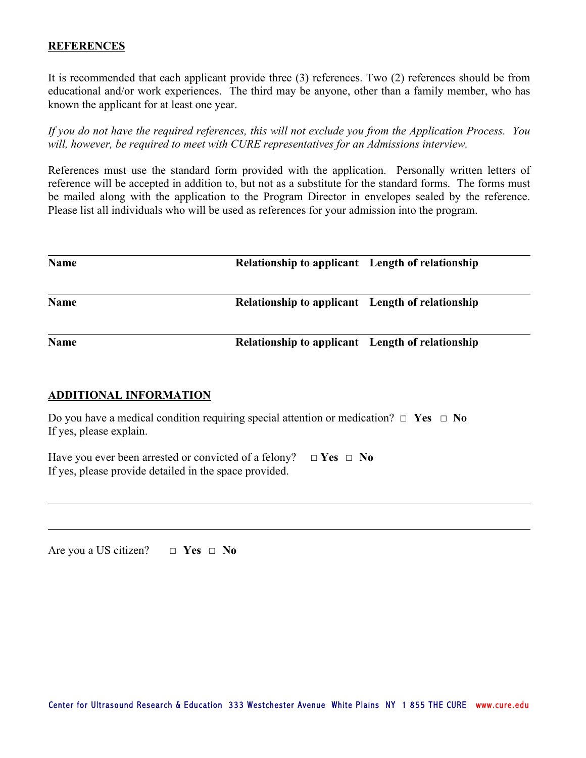**REFERENCES**

It is recommended that each applicant provide three (3) references. Two (2) references should be from educational and/or work experiences. The third may be anyone, other than a family member, who has known the applicant for at least one year.

*If you do not have the required references, this will not exclude you from the Application Process. You will, however, be required to meet with CURE representatives for an Admissions interview.*

References must use the standard form provided with the application. Personally written letters of reference will be accepted in addition to, but not as a substitute for the standard forms. The forms must be mailed along with the application to the Program Director in envelopes sealed by the reference. Please list all individuals who will be used as references for your admission into the program.

| **Name** | **Relationship to applicant** | **Length of relationship** |
|---|---|---|
| | | |

| **Name** | **Relationship to applicant** | **Length of relationship** |
|---|---|---|
| | | |

| **Name** | **Relationship to applicant** | **Length of relationship** |
|---|---|---|
| | | |

**ADDITIONAL INFORMATION**

Do you have a medical condition requiring special attention or medication? □ **Yes** □ **No**
If yes, please explain.

Have you ever been arrested or convicted of a felony? □ **Yes** □ **No**
If yes, please provide detailed in the space provided.

\_\_\_\_\_\_\_\_\_\_\_\_\_\_\_\_\_\_\_\_\_\_\_\_\_\_\_\_\_\_\_\_\_\_\_\_\_\_\_\_\_\_\_\_\_\_\_\_\_\_\_\_\_\_\_\_\_\_\_\_\_\_\_\_\_\_\_\_\_\_\_\_

\_\_\_\_\_\_\_\_\_\_\_\_\_\_\_\_\_\_\_\_\_\_\_\_\_\_\_\_\_\_\_\_\_\_\_\_\_\_\_\_\_\_\_\_\_\_\_\_\_\_\_\_\_\_\_\_\_\_\_\_\_\_\_\_\_\_\_\_\_\_\_\_

Are you a US citizen? □ **Yes** □ **No**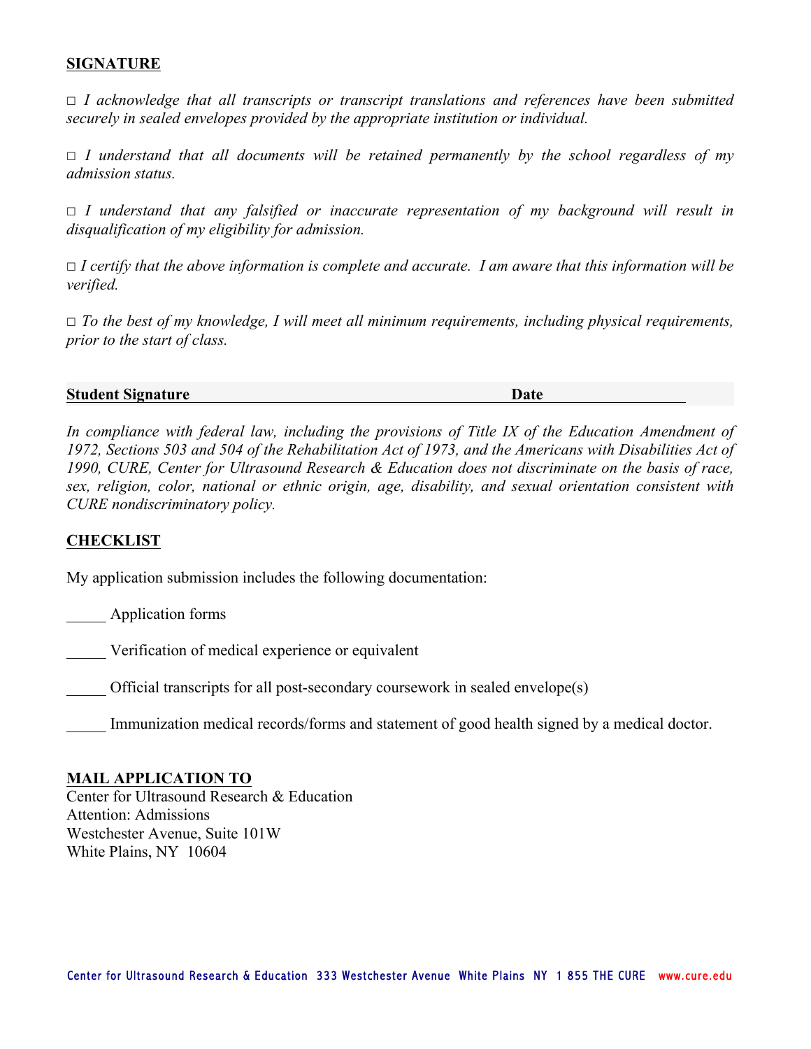## SIGNATURE

□ *I acknowledge that all transcripts or transcript translations and references have been submitted securely in sealed envelopes provided by the appropriate institution or individual.*

□ *I understand that all documents will be retained permanently by the school regardless of my admission status.*

□ *I understand that any falsified or inaccurate representation of my background will result in disqualification of my eligibility for admission.*

□ *I certify that the above information is complete and accurate. I am aware that this information will be verified.*

□ *To the best of my knowledge, I will meet all minimum requirements, including physical requirements, prior to the start of class.*

**Student Signature** ______________________________________ **Date** ____________________

*In compliance with federal law, including the provisions of Title IX of the Education Amendment of 1972, Sections 503 and 504 of the Rehabilitation Act of 1973, and the Americans with Disabilities Act of 1990, CURE, Center for Ultrasound Research & Education does not discriminate on the basis of race, sex, religion, color, national or ethnic origin, age, disability, and sexual orientation consistent with CURE nondiscriminatory policy.*

## CHECKLIST

My application submission includes the following documentation:

_____ Application forms

_____ Verification of medical experience or equivalent

_____ Official transcripts for all post-secondary coursework in sealed envelope(s)

_____ Immunization medical records/forms and statement of good health signed by a medical doctor.

## MAIL APPLICATION TO

Center for Ultrasound Research & Education
Attention: Admissions
Westchester Avenue, Suite 101W
White Plains, NY 10604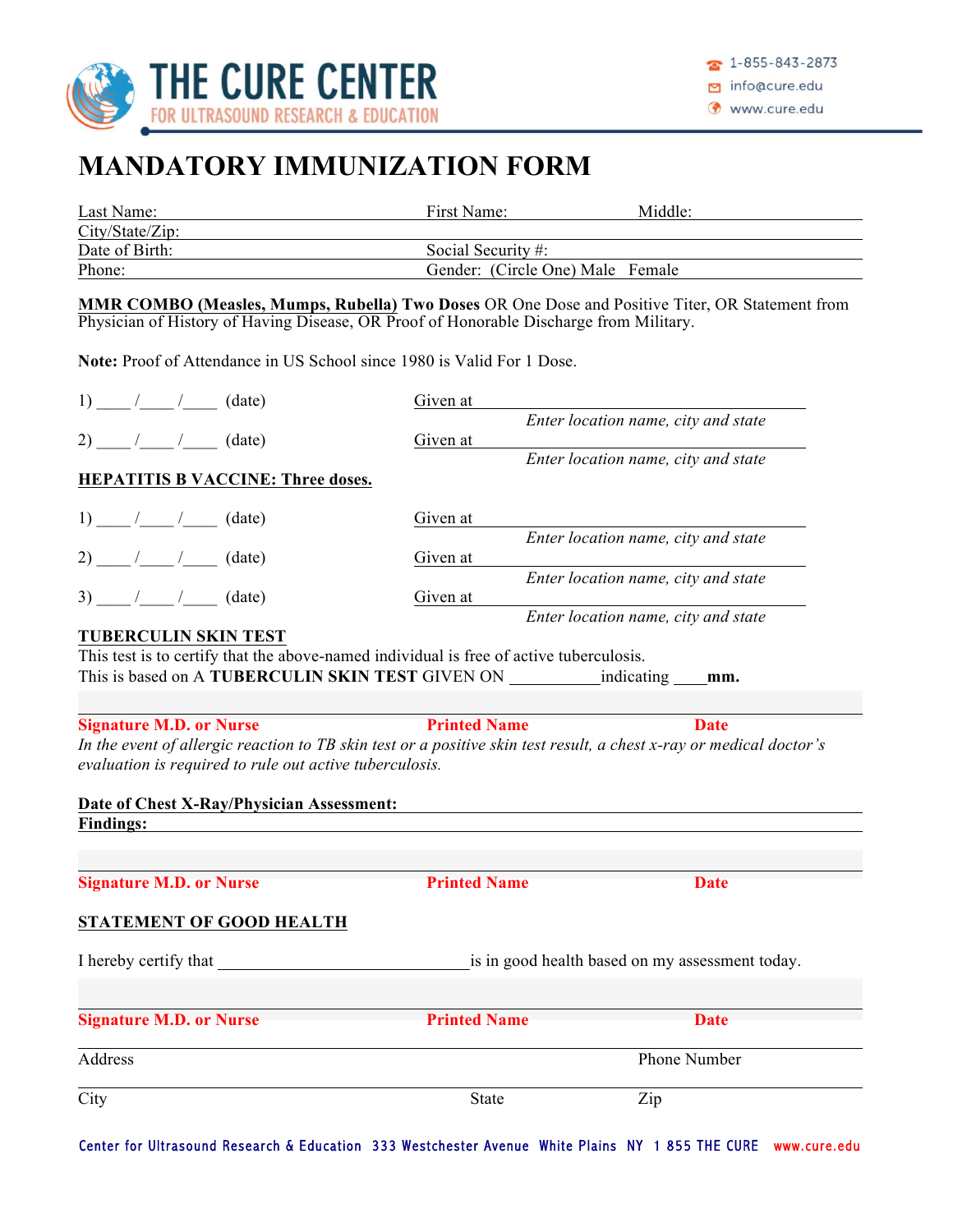THE CURE CENTER
FOR ULTRASOUND RESEARCH & EDUCATION

1-855-843-2873
info@cure.edu
www.cure.edu

# MANDATORY IMMUNIZATION FORM

Last Name: First Name: Middle:
City/State/Zip:
Date of Birth: Social Security #:
Phone: Gender: (Circle One) Male Female

**MMR COMBO (Measles, Mumps, Rubella) Two Doses** OR One Dose and Positive Titer, OR Statement from Physician of History of Having Disease, OR Proof of Honorable Discharge from Military.

**Note:** Proof of Attendance in US School since 1980 is Valid For 1 Dose.

1) ____ /____ /____ (date) Given at ____________________
*Enter location name, city and state*

2) ____ /____ /____ (date) Given at ____________________
*Enter location name, city and state*

**HEPATITIS B VACCINE: Three doses.**

1) ____ /____ /____ (date) Given at ____________________
*Enter location name, city and state*

2) ____ /____ /____ (date) Given at ____________________
*Enter location name, city and state*

3) ____ /____ /____ (date) Given at ____________________
*Enter location name, city and state*

**TUBERCULIN SKIN TEST**

This test is to certify that the above-named individual is free of active tuberculosis.
This is based on A **TUBERCULIN SKIN TEST** GIVEN ON ___________ indicating ____ **mm.**

**Signature M.D. or Nurse** **Printed Name** **Date**

*In the event of allergic reaction to TB skin test or a positive skin test result, a chest x-ray or medical doctor's evaluation is required to rule out active tuberculosis.*

**Date of Chest X-Ray/Physician Assessment:**
**Findings:**

**Signature M.D. or Nurse** **Printed Name** **Date**

**STATEMENT OF GOOD HEALTH**

I hereby certify that ______________________________ is in good health based on my assessment today.

**Signature M.D. or Nurse** **Printed Name** **Date**

Address Phone Number

City State Zip

Center for Ultrasound Research & Education 333 Westchester Avenue White Plains NY 1 855 THE CURE www.cure.edu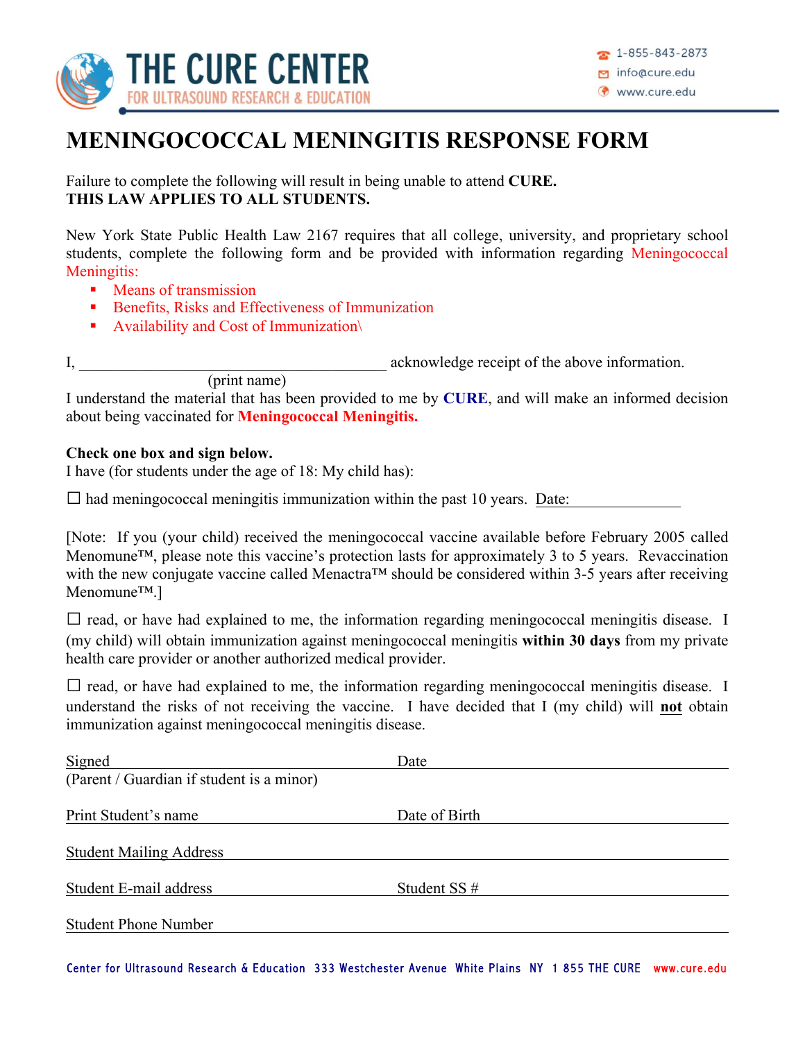THE CURE CENTER
FOR ULTRASOUND RESEARCH & EDUCATION

1-855-843-2873
info@cure.edu
www.cure.edu

# MENINGOCOCCAL MENINGITIS RESPONSE FORM

Failure to complete the following will result in being unable to attend **CURE.**
**THIS LAW APPLIES TO ALL STUDENTS.**

New York State Public Health Law 2167 requires that all college, university, and proprietary school students, complete the following form and be provided with information regarding Meningococcal Meningitis:

- Means of transmission
- Benefits, Risks and Effectiveness of Immunization
- Availability and Cost of Immunization\

I, ________________________________________ acknowledge receipt of the above information.
(print name)

I understand the material that has been provided to me by **CURE**, and will make an informed decision about being vaccinated for **Meningococcal Meningitis.**

**Check one box and sign below.**

I have (for students under the age of 18: My child has):

☐ had meningococcal meningitis immunization within the past 10 years. Date: ______________

[Note: If you (your child) received the meningococcal vaccine available before February 2005 called Menomune™, please note this vaccine's protection lasts for approximately 3 to 5 years. Revaccination with the new conjugate vaccine called Menactra™ should be considered within 3-5 years after receiving Menomune™.]

☐ read, or have had explained to me, the information regarding meningococcal meningitis disease. I (my child) will obtain immunization against meningococcal meningitis **within 30 days** from my private health care provider or another authorized medical provider.

☐ read, or have had explained to me, the information regarding meningococcal meningitis disease. I understand the risks of not receiving the vaccine. I have decided that I (my child) will **not** obtain immunization against meningococcal meningitis disease.

Signed ______________________________ Date ______________________________
(Parent / Guardian if student is a minor)

Print Student's name ______________________________ Date of Birth ______________________________

Student Mailing Address ____________________________________________________________

Student E-mail address ______________________________ Student SS # ______________________________

Student Phone Number ____________________________________________________________

Center for Ultrasound Research & Education 333 Westchester Avenue White Plains NY 1 855 THE CURE www.cure.edu